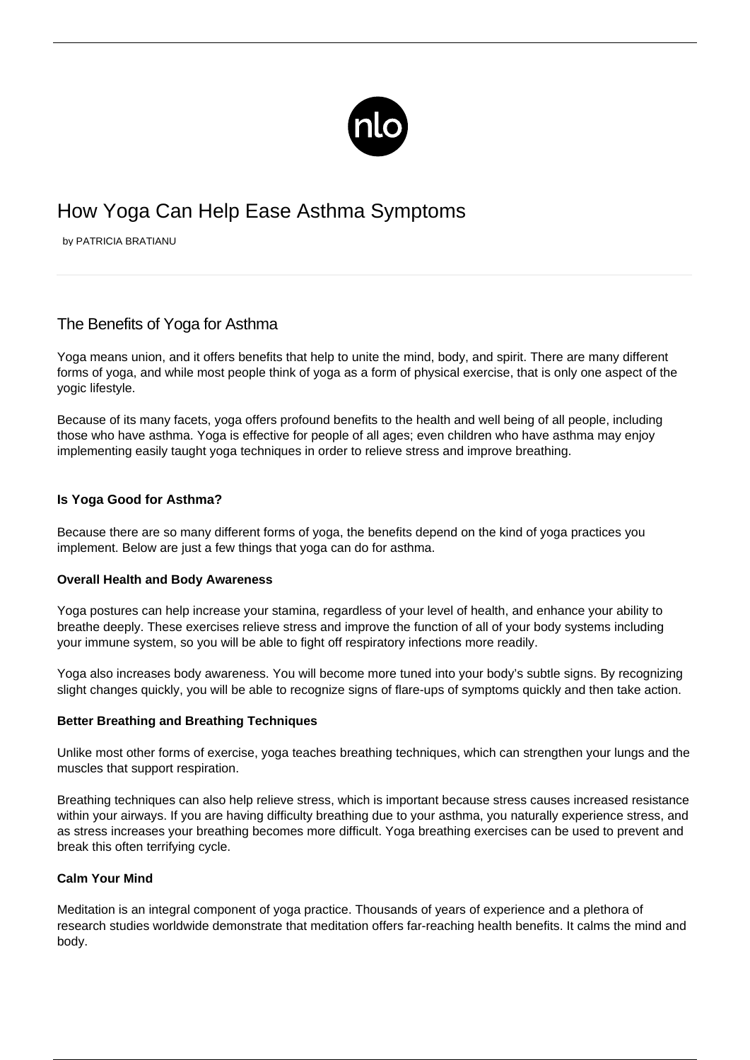# How Yoga Can Help Ease Asthma Symptoms

by PATRICIA BRATIANU

## The Benefits of Yoga for Asthma

Yoga means union, and it offers benefits that help to unite the mind, body, and spirit. There are many different forms of yoga, and while most people think of yoga as a form of physical exercise, that is only one aspect of the yogic lifestyle.

Because of its many facets, yoga offers profound benefits to the health and well being of all people, including those who have asthma. Yoga is effective for people of all ages; even children who have asthma may enjoy implementing easily taught yoga techniques in order to relieve stress and improve breathing.

### Is Yoga Good for Asthma?

Because there are so many different forms of yoga, the benefits depend on the kind of yoga practices you implement. Below are just a few things that yoga can do for asthma.

#### Overall Health and Body Awareness

Yoga postures can help increase your stamina, regardless of your level of health, and enhance your ability to breathe deeply. These exercises relieve stress and improve the function of all of your body systems including your immune system, so you will be able to fight off respiratory infections more readily.

Yoga also increases body awareness. You will become more tuned into your body's subtle signs. By recognizing slight changes quickly, you will be able to recognize signs of flare-ups of symptoms quickly and then take action.

#### Better Breathing and Breathing Techniques

Unlike most other forms of exercise, yoga teaches breathing techniques, which can strengthen your lungs and the muscles that support respiration.

Breathing techniques can also help relieve stress, which is important because stress causes increased resistance within your airways. If you are having difficulty breathing due to your asthma, you naturally experience stress, and as stress increases your breathing becomes more difficult. Yoga breathing exercises can be used to prevent and break this often terrifying cycle.

#### Calm Your Mind

Meditation is an integral component of yoga practice. Thousands of years of experience and a plethora of research studies worldwide demonstrate that meditation offers far-reaching health benefits. It calms the mind and body.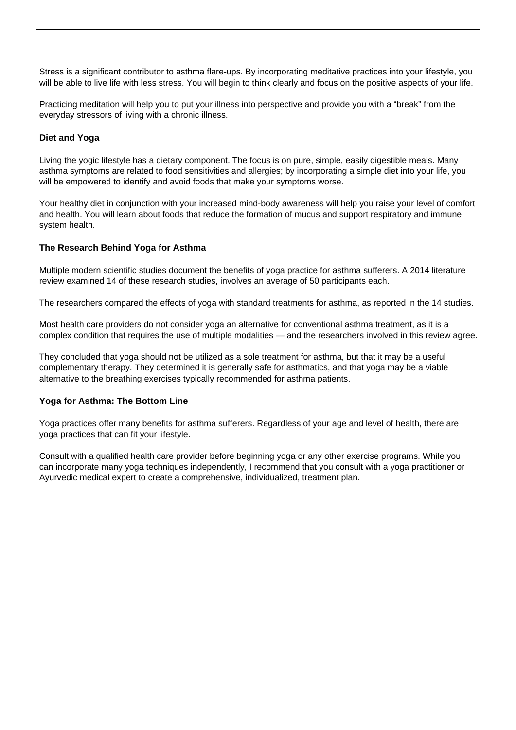Stress is a significant contributor to asthma flare-ups. By incorporating meditative practices into your lifestyle, you will be able to live life with less stress. You will begin to think clearly and focus on the positive aspects of your life.

Practicing meditation will help you to put your illness into perspective and provide you with a "break" from the everyday stressors of living with a chronic illness.

### Diet and Yoga

Living the yogic lifestyle has a dietary component. The focus is on pure, simple, easily digestible meals. Many asthma symptoms are related to food sensitivities and allergies; by incorporating a simple diet into your life, you will be empowered to identify and avoid foods that make your symptoms worse.

Your healthy diet in conjunction with your increased mind-body awareness will help you raise your level of comfort and health. You will learn about foods that reduce the formation of mucus and support respiratory and immune system health.

### The Research Behind Yoga for Asthma

Multiple modern scientific studies document the benefits of yoga practice for asthma sufferers. A 2014 literature review examined 14 of these research studies, involves an average of 50 participants each.

The researchers compared the effects of yoga with standard treatments for asthma, as reported in the 14 studies.

Most health care providers do not consider yoga an alternative for conventional asthma treatment, as it is a complex condition that requires the use of multiple modalities — and the researchers involved in this review agree.

They concluded that yoga should not be utilized as a sole treatment for asthma, but that it may be a useful complementary therapy. They determined it is generally safe for asthmatics, and that yoga may be a viable alternative to the breathing exercises typically recommended for asthma patients.

### Yoga for Asthma: The Bottom Line

Yoga practices offer many benefits for asthma sufferers. Regardless of your age and level of health, there are yoga practices that can fit your lifestyle.

Consult with a qualified health care provider before beginning yoga or any other exercise programs. While you can incorporate many yoga techniques independently, I recommend that you consult with a yoga practitioner or Ayurvedic medical expert to create a comprehensive, individualized, treatment plan.